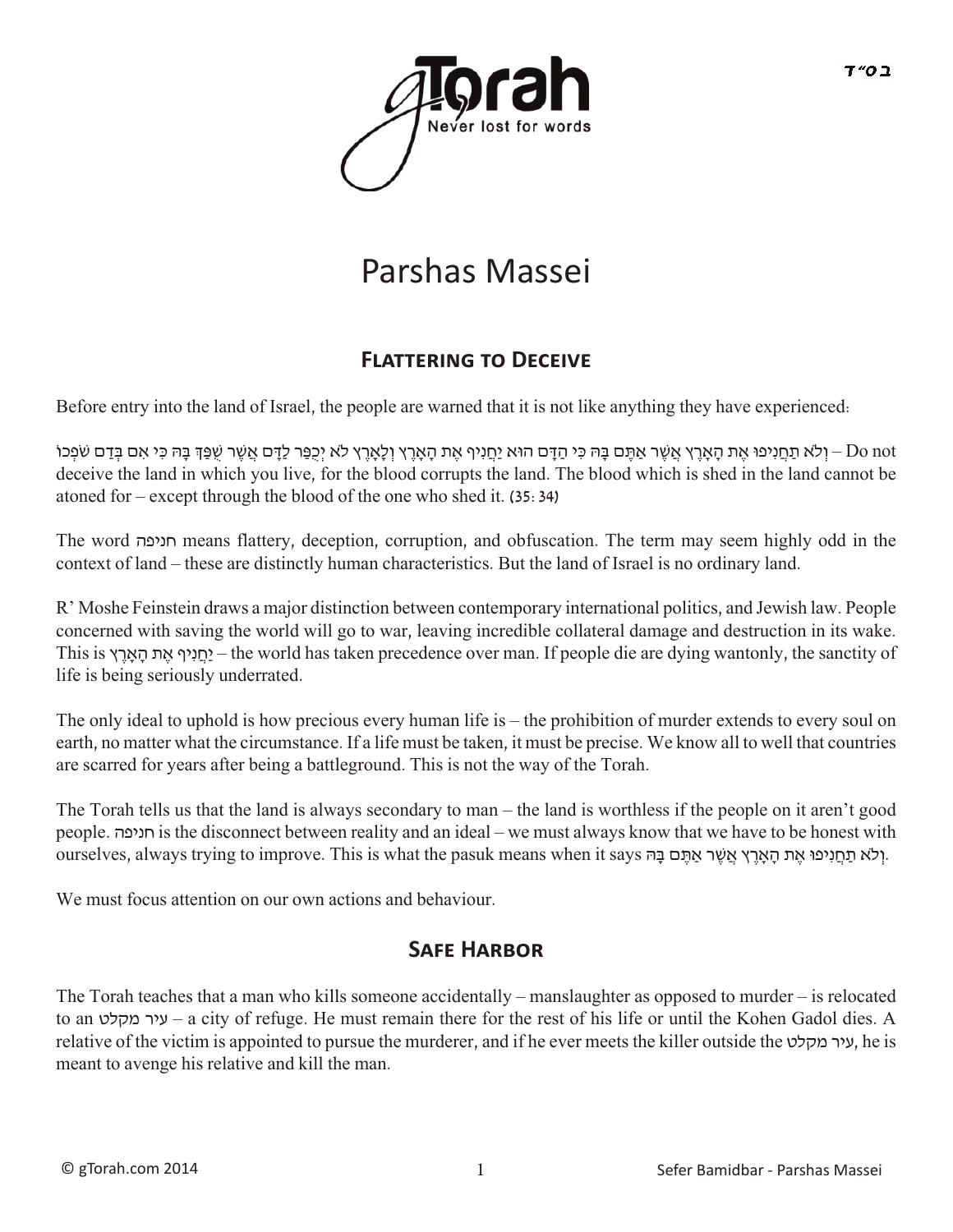# Parshas Massei

## Flattering to Deceive

Before entry into the land of Israel, the people are warned that it is not like anything they have experienced:

וְלֹא תַחֲנִיפוּ אֶת הָאָרֶץ אֲשֶׁר אַתֶּם בָּהּ כִּי הַדָּם הוּא יַחֲנִיף אֶת הָאָרֶץ וְלָאָרֶץ לֹא יְכֻפַּר לַדָּם אֲשֶׁר שֻׁפַּךְ בָּהּ כִּי אִם בְּדַם שֹׁפְכוֹ – Do not deceive the land in which you live, for the blood corrupts the land. The blood which is shed in the land cannot be atoned for – except through the blood of the one who shed it. (35: 34)

The word חניפה means flattery, deception, corruption, and obfuscation. The term may seem highly odd in the context of land – these are distinctly human characteristics. But the land of Israel is no ordinary land.

R' Moshe Feinstein draws a major distinction between contemporary international politics, and Jewish law. People concerned with saving the world will go to war, leaving incredible collateral damage and destruction in its wake. This is יַחֲנִיף אֶת הָאָרֶץ – the world has taken precedence over man. If people die are dying wantonly, the sanctity of life is being seriously underrated.

The only ideal to uphold is how precious every human life is – the prohibition of murder extends to every soul on earth, no matter what the circumstance. If a life must be taken, it must be precise. We know all to well that countries are scarred for years after being a battleground. This is not the way of the Torah.

The Torah tells us that the land is always secondary to man – the land is worthless if the people on it aren't good people. חניפה is the disconnect between reality and an ideal – we must always know that we have to be honest with ourselves, always trying to improve. This is what the pasuk means when it says וְלֹא תַחֲנִיפוּ אֶת הָאָרֶץ אֲשֶׁר אַתֶּם בָּהּ.

We must focus attention on our own actions and behaviour.

## Safe Harbor

The Torah teaches that a man who kills someone accidentally – manslaughter as opposed to murder – is relocated to an עיר מקלט – a city of refuge. He must remain there for the rest of his life or until the Kohen Gadol dies. A relative of the victim is appointed to pursue the murderer, and if he ever meets the killer outside the עיר מקלט, he is meant to avenge his relative and kill the man.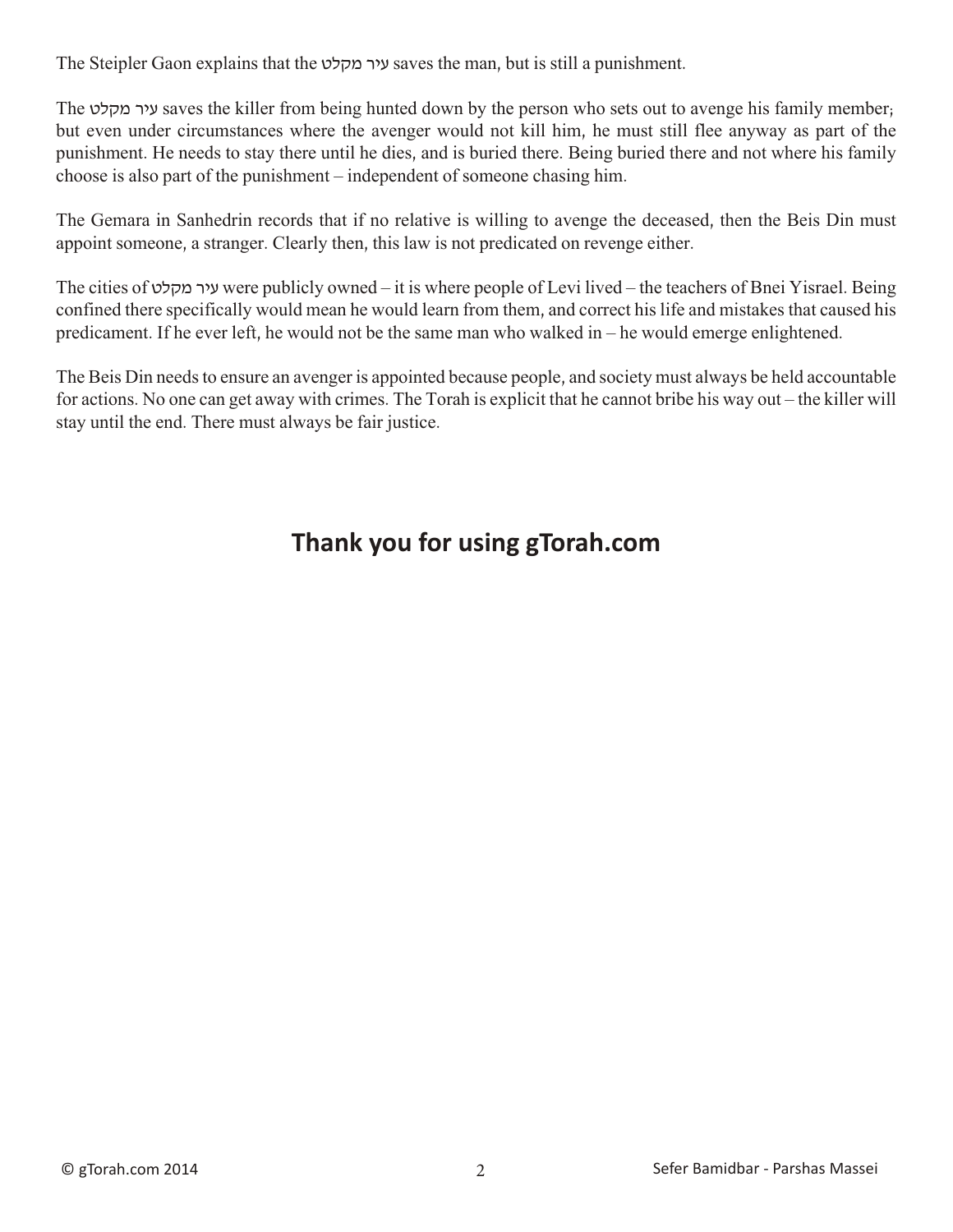The Steipler Gaon explains that the עיר מקלט saves the man, but is still a punishment.

The עיר מקלט saves the killer from being hunted down by the person who sets out to avenge his family member; but even under circumstances where the avenger would not kill him, he must still flee anyway as part of the punishment. He needs to stay there until he dies, and is buried there. Being buried there and not where his family choose is also part of the punishment – independent of someone chasing him.

The Gemara in Sanhedrin records that if no relative is willing to avenge the deceased, then the Beis Din must appoint someone, a stranger. Clearly then, this law is not predicated on revenge either.

The cities of עיר מקלט were publicly owned – it is where people of Levi lived – the teachers of Bnei Yisrael. Being confined there specifically would mean he would learn from them, and correct his life and mistakes that caused his predicament. If he ever left, he would not be the same man who walked in – he would emerge enlightened.

The Beis Din needs to ensure an avenger is appointed because people, and society must always be held accountable for actions. No one can get away with crimes. The Torah is explicit that he cannot bribe his way out – the killer will stay until the end. There must always be fair justice.

## Thank you for using gTorah.com